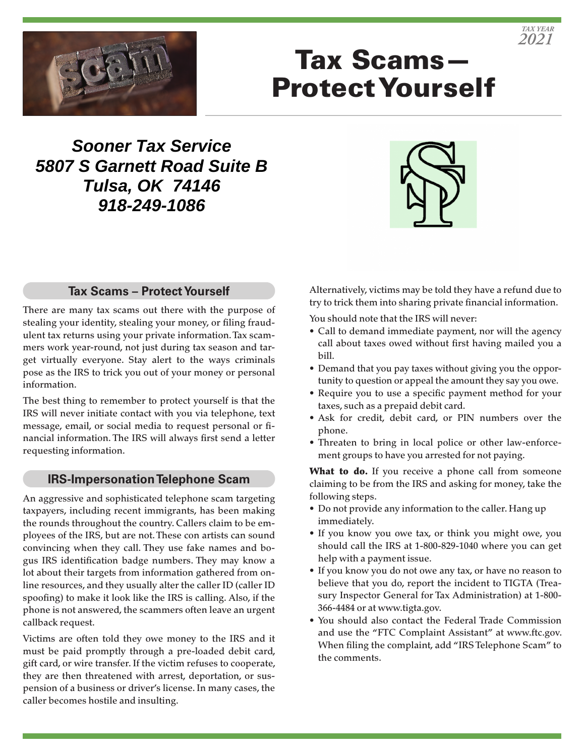TAX YEAR 2021

# Tax Scams— Protect Yourself

***Sooner Tax Service***
***5807 S Garnett Road Suite B***
***Tulsa, OK 74146***
***918-249-1086***

## Tax Scams – Protect Yourself

There are many tax scams out there with the purpose of stealing your identity, stealing your money, or filing fraudulent tax returns using your private information. Tax scammers work year-round, not just during tax season and target virtually everyone. Stay alert to the ways criminals pose as the IRS to trick you out of your money or personal information.

The best thing to remember to protect yourself is that the IRS will never initiate contact with you via telephone, text message, email, or social media to request personal or financial information. The IRS will always first send a letter requesting information.

## IRS-Impersonation Telephone Scam

An aggressive and sophisticated telephone scam targeting taxpayers, including recent immigrants, has been making the rounds throughout the country. Callers claim to be employees of the IRS, but are not. These con artists can sound convincing when they call. They use fake names and bogus IRS identification badge numbers. They may know a lot about their targets from information gathered from online resources, and they usually alter the caller ID (caller ID spoofing) to make it look like the IRS is calling. Also, if the phone is not answered, the scammers often leave an urgent callback request.

Victims are often told they owe money to the IRS and it must be paid promptly through a pre-loaded debit card, gift card, or wire transfer. If the victim refuses to cooperate, they are then threatened with arrest, deportation, or suspension of a business or driver's license. In many cases, the caller becomes hostile and insulting.

Alternatively, victims may be told they have a refund due to try to trick them into sharing private financial information.

You should note that the IRS will never:

- Call to demand immediate payment, nor will the agency call about taxes owed without first having mailed you a bill.
- Demand that you pay taxes without giving you the opportunity to question or appeal the amount they say you owe.
- Require you to use a specific payment method for your taxes, such as a prepaid debit card.
- Ask for credit, debit card, or PIN numbers over the phone.
- Threaten to bring in local police or other law-enforcement groups to have you arrested for not paying.

**What to do.** If you receive a phone call from someone claiming to be from the IRS and asking for money, take the following steps.

- Do not provide any information to the caller. Hang up immediately.
- If you know you owe tax, or think you might owe, you should call the IRS at 1-800-829-1040 where you can get help with a payment issue.
- If you know you do not owe any tax, or have no reason to believe that you do, report the incident to TIGTA (Treasury Inspector General for Tax Administration) at 1-800-366-4484 or at www.tigta.gov.
- You should also contact the Federal Trade Commission and use the "FTC Complaint Assistant" at www.ftc.gov. When filing the complaint, add "IRS Telephone Scam" to the comments.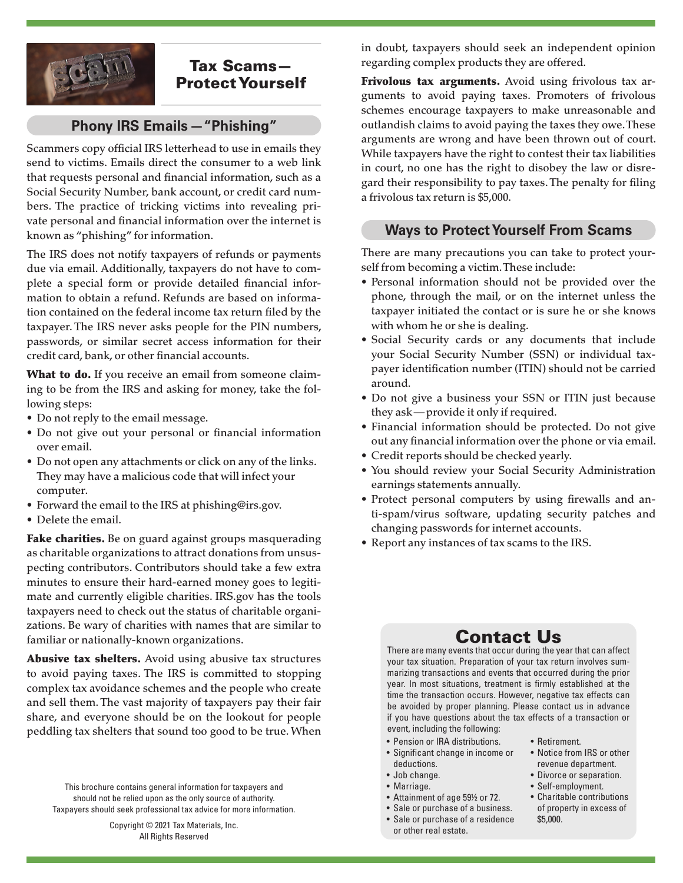# Tax Scams—Protect Yourself

## Phony IRS Emails — "Phishing"

Scammers copy official IRS letterhead to use in emails they send to victims. Emails direct the consumer to a web link that requests personal and financial information, such as a Social Security Number, bank account, or credit card numbers. The practice of tricking victims into revealing private personal and financial information over the internet is known as "phishing" for information.

The IRS does not notify taxpayers of refunds or payments due via email. Additionally, taxpayers do not have to complete a special form or provide detailed financial information to obtain a refund. Refunds are based on information contained on the federal income tax return filed by the taxpayer. The IRS never asks people for the PIN numbers, passwords, or similar secret access information for their credit card, bank, or other financial accounts.

**What to do.** If you receive an email from someone claiming to be from the IRS and asking for money, take the following steps:

- Do not reply to the email message.
- Do not give out your personal or financial information over email.
- Do not open any attachments or click on any of the links. They may have a malicious code that will infect your computer.
- Forward the email to the IRS at phishing@irs.gov.
- Delete the email.

**Fake charities.** Be on guard against groups masquerading as charitable organizations to attract donations from unsuspecting contributors. Contributors should take a few extra minutes to ensure their hard-earned money goes to legitimate and currently eligible charities. IRS.gov has the tools taxpayers need to check out the status of charitable organizations. Be wary of charities with names that are similar to familiar or nationally-known organizations.

**Abusive tax shelters.** Avoid using abusive tax structures to avoid paying taxes. The IRS is committed to stopping complex tax avoidance schemes and the people who create and sell them. The vast majority of taxpayers pay their fair share, and everyone should be on the lookout for people peddling tax shelters that sound too good to be true. When in doubt, taxpayers should seek an independent opinion regarding complex products they are offered.

**Frivolous tax arguments.** Avoid using frivolous tax arguments to avoid paying taxes. Promoters of frivolous schemes encourage taxpayers to make unreasonable and outlandish claims to avoid paying the taxes they owe. These arguments are wrong and have been thrown out of court. While taxpayers have the right to contest their tax liabilities in court, no one has the right to disobey the law or disregard their responsibility to pay taxes. The penalty for filing a frivolous tax return is $5,000.

## Ways to Protect Yourself From Scams

There are many precautions you can take to protect yourself from becoming a victim. These include:

- Personal information should not be provided over the phone, through the mail, or on the internet unless the taxpayer initiated the contact or is sure he or she knows with whom he or she is dealing.
- Social Security cards or any documents that include your Social Security Number (SSN) or individual taxpayer identification number (ITIN) should not be carried around.
- Do not give a business your SSN or ITIN just because they ask—provide it only if required.
- Financial information should be protected. Do not give out any financial information over the phone or via email.
- Credit reports should be checked yearly.
- You should review your Social Security Administration earnings statements annually.
- Protect personal computers by using firewalls and anti-spam/virus software, updating security patches and changing passwords for internet accounts.
- Report any instances of tax scams to the IRS.

## Contact Us

There are many events that occur during the year that can affect your tax situation. Preparation of your tax return involves summarizing transactions and events that occurred during the prior year. In most situations, treatment is firmly established at the time the transaction occurs. However, negative tax effects can be avoided by proper planning. Please contact us in advance if you have questions about the tax effects of a transaction or event, including the following:

- Pension or IRA distributions.
- Significant change in income or deductions.
- Job change.
- Marriage.
- Attainment of age 59½ or 72.
- Sale or purchase of a business.
- Sale or purchase of a residence or other real estate.
- Retirement.
- Notice from IRS or other revenue department.
- Divorce or separation.
- Self-employment.
- Charitable contributions of property in excess of $5,000.

This brochure contains general information for taxpayers and should not be relied upon as the only source of authority. Taxpayers should seek professional tax advice for more information.

Copyright © 2021 Tax Materials, Inc.
All Rights Reserved